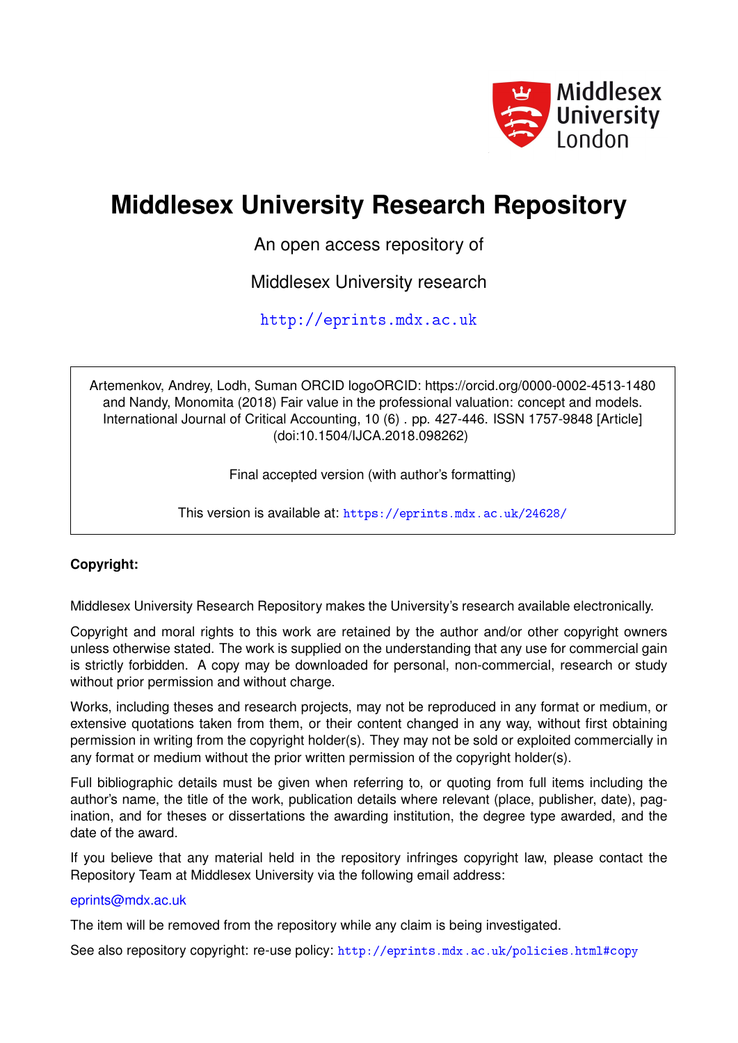# Middlesex University Research Repository

An open access repository of

Middlesex University research

http://eprints.mdx.ac.uk

Artemenkov, Andrey, Lodh, Suman ORCID logoORCID: https://orcid.org/0000-0002-4513-1480 and Nandy, Monomita (2018) Fair value in the professional valuation: concept and models. International Journal of Critical Accounting, 10 (6) . pp. 427-446. ISSN 1757-9848 [Article] (doi:10.1504/IJCA.2018.098262)

Final accepted version (with author's formatting)

This version is available at: https://eprints.mdx.ac.uk/24628/

**Copyright:**

Middlesex University Research Repository makes the University's research available electronically.

Copyright and moral rights to this work are retained by the author and/or other copyright owners unless otherwise stated. The work is supplied on the understanding that any use for commercial gain is strictly forbidden. A copy may be downloaded for personal, non-commercial, research or study without prior permission and without charge.

Works, including theses and research projects, may not be reproduced in any format or medium, or extensive quotations taken from them, or their content changed in any way, without first obtaining permission in writing from the copyright holder(s). They may not be sold or exploited commercially in any format or medium without the prior written permission of the copyright holder(s).

Full bibliographic details must be given when referring to, or quoting from full items including the author's name, the title of the work, publication details where relevant (place, publisher, date), pagination, and for theses or dissertations the awarding institution, the degree type awarded, and the date of the award.

If you believe that any material held in the repository infringes copyright law, please contact the Repository Team at Middlesex University via the following email address:

eprints@mdx.ac.uk

The item will be removed from the repository while any claim is being investigated.

See also repository copyright: re-use policy: http://eprints.mdx.ac.uk/policies.html#copy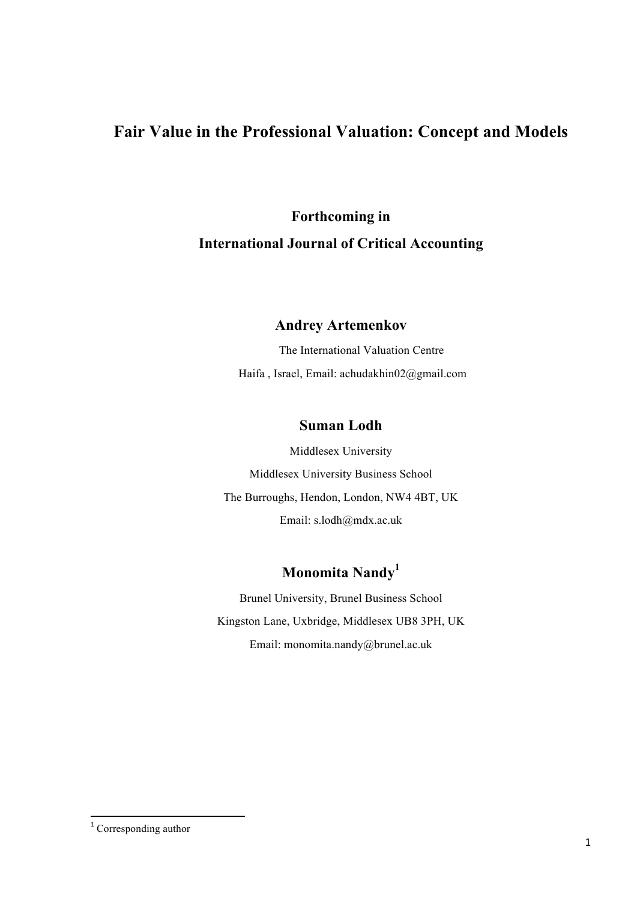# Fair Value in the Professional Valuation: Concept and Models

**Forthcoming in**

**International Journal of Critical Accounting**

## Andrey Artemenkov

The International Valuation Centre

Haifa , Israel, Email: achudakhin02@gmail.com

## Suman Lodh

Middlesex University

Middlesex University Business School

The Burroughs, Hendon, London, NW4 4BT, UK

Email: s.lodh@mdx.ac.uk

## Monomita Nandy[1]

Brunel University, Brunel Business School

Kingston Lane, Uxbridge, Middlesex UB8 3PH, UK

Email: monomita.nandy@brunel.ac.uk

---

[1] Corresponding author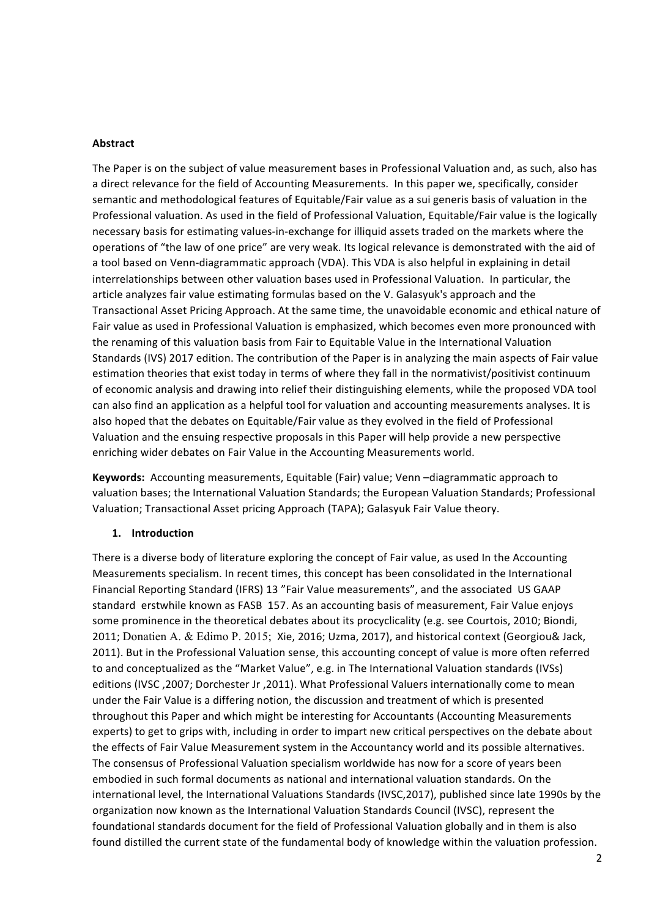**Abstract**

The Paper is on the subject of value measurement bases in Professional Valuation and, as such, also has a direct relevance for the field of Accounting Measurements. In this paper we, specifically, consider semantic and methodological features of Equitable/Fair value as a sui generis basis of valuation in the Professional valuation. As used in the field of Professional Valuation, Equitable/Fair value is the logically necessary basis for estimating values-in-exchange for illiquid assets traded on the markets where the operations of "the law of one price" are very weak. Its logical relevance is demonstrated with the aid of a tool based on Venn-diagrammatic approach (VDA). This VDA is also helpful in explaining in detail interrelationships between other valuation bases used in Professional Valuation. In particular, the article analyzes fair value estimating formulas based on the V. Galasyuk's approach and the Transactional Asset Pricing Approach. At the same time, the unavoidable economic and ethical nature of Fair value as used in Professional Valuation is emphasized, which becomes even more pronounced with the renaming of this valuation basis from Fair to Equitable Value in the International Valuation Standards (IVS) 2017 edition. The contribution of the Paper is in analyzing the main aspects of Fair value estimation theories that exist today in terms of where they fall in the normativist/positivist continuum of economic analysis and drawing into relief their distinguishing elements, while the proposed VDA tool can also find an application as a helpful tool for valuation and accounting measurements analyses. It is also hoped that the debates on Equitable/Fair value as they evolved in the field of Professional Valuation and the ensuing respective proposals in this Paper will help provide a new perspective enriching wider debates on Fair Value in the Accounting Measurements world.

**Keywords:** Accounting measurements, Equitable (Fair) value; Venn –diagrammatic approach to valuation bases; the International Valuation Standards; the European Valuation Standards; Professional Valuation; Transactional Asset pricing Approach (TAPA); Galasyuk Fair Value theory.

## 1. Introduction

There is a diverse body of literature exploring the concept of Fair value, as used In the Accounting Measurements specialism. In recent times, this concept has been consolidated in the International Financial Reporting Standard (IFRS) 13 "Fair Value measurements", and the associated US GAAP standard erstwhile known as FASB 157. As an accounting basis of measurement, Fair Value enjoys some prominence in the theoretical debates about its procyclicality (e.g. see Courtois, 2010; Biondi, 2011; Donatien A. & Edimo P. 2015; Xie, 2016; Uzma, 2017), and historical context (Georgiou& Jack, 2011). But in the Professional Valuation sense, this accounting concept of value is more often referred to and conceptualized as the "Market Value", e.g. in The International Valuation standards (IVSs) editions (IVSC ,2007; Dorchester Jr ,2011). What Professional Valuers internationally come to mean under the Fair Value is a differing notion, the discussion and treatment of which is presented throughout this Paper and which might be interesting for Accountants (Accounting Measurements experts) to get to grips with, including in order to impart new critical perspectives on the debate about the effects of Fair Value Measurement system in the Accountancy world and its possible alternatives. The consensus of Professional Valuation specialism worldwide has now for a score of years been embodied in such formal documents as national and international valuation standards. On the international level, the International Valuations Standards (IVSC,2017), published since late 1990s by the organization now known as the International Valuation Standards Council (IVSC), represent the foundational standards document for the field of Professional Valuation globally and in them is also found distilled the current state of the fundamental body of knowledge within the valuation profession.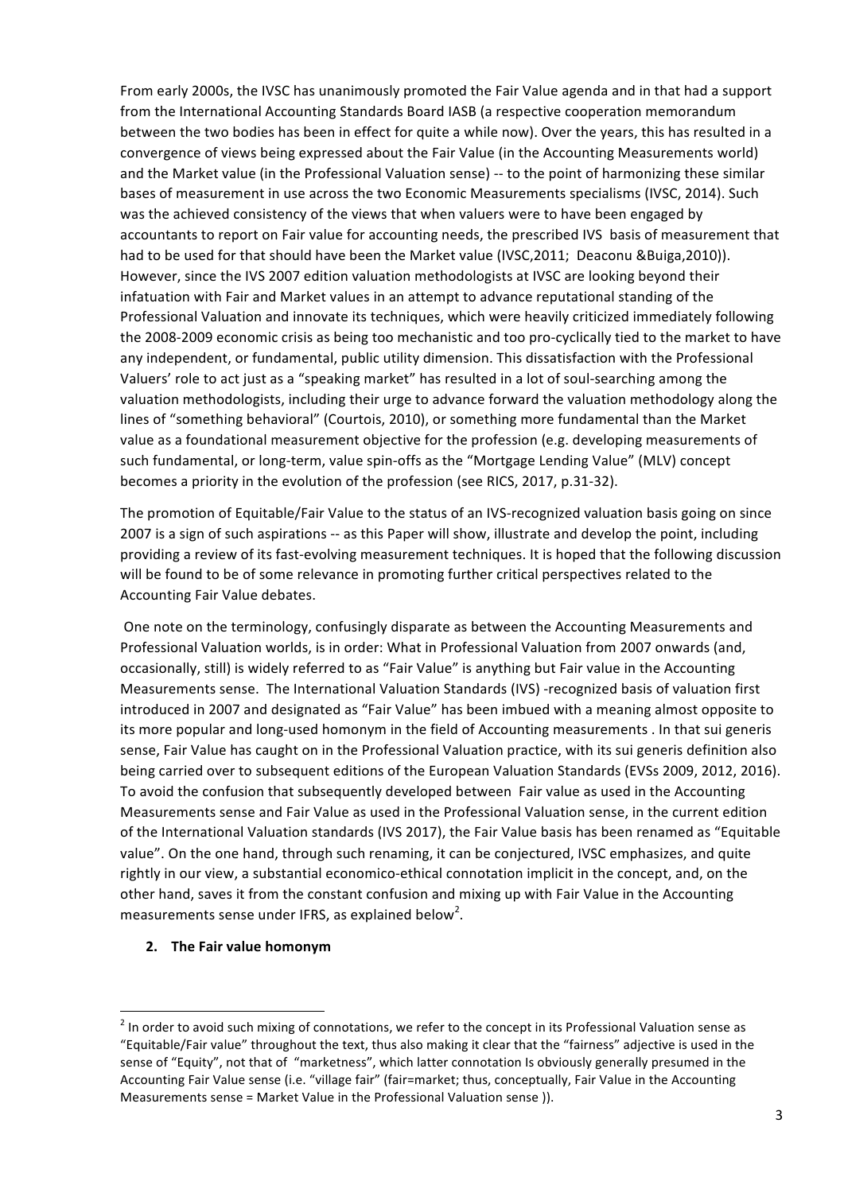From early 2000s, the IVSC has unanimously promoted the Fair Value agenda and in that had a support from the International Accounting Standards Board IASB (a respective cooperation memorandum between the two bodies has been in effect for quite a while now). Over the years, this has resulted in a convergence of views being expressed about the Fair Value (in the Accounting Measurements world) and the Market value (in the Professional Valuation sense) -- to the point of harmonizing these similar bases of measurement in use across the two Economic Measurements specialisms (IVSC, 2014). Such was the achieved consistency of the views that when valuers were to have been engaged by accountants to report on Fair value for accounting needs, the prescribed IVS basis of measurement that had to be used for that should have been the Market value (IVSC,2011; Deaconu &Buiga,2010)). However, since the IVS 2007 edition valuation methodologists at IVSC are looking beyond their infatuation with Fair and Market values in an attempt to advance reputational standing of the Professional Valuation and innovate its techniques, which were heavily criticized immediately following the 2008-2009 economic crisis as being too mechanistic and too pro-cyclically tied to the market to have any independent, or fundamental, public utility dimension. This dissatisfaction with the Professional Valuers' role to act just as a "speaking market" has resulted in a lot of soul-searching among the valuation methodologists, including their urge to advance forward the valuation methodology along the lines of "something behavioral" (Courtois, 2010), or something more fundamental than the Market value as a foundational measurement objective for the profession (e.g. developing measurements of such fundamental, or long-term, value spin-offs as the "Mortgage Lending Value" (MLV) concept becomes a priority in the evolution of the profession (see RICS, 2017, p.31-32).

The promotion of Equitable/Fair Value to the status of an IVS-recognized valuation basis going on since 2007 is a sign of such aspirations -- as this Paper will show, illustrate and develop the point, including providing a review of its fast-evolving measurement techniques. It is hoped that the following discussion will be found to be of some relevance in promoting further critical perspectives related to the Accounting Fair Value debates.

One note on the terminology, confusingly disparate as between the Accounting Measurements and Professional Valuation worlds, is in order: What in Professional Valuation from 2007 onwards (and, occasionally, still) is widely referred to as "Fair Value" is anything but Fair value in the Accounting Measurements sense. The International Valuation Standards (IVS) -recognized basis of valuation first introduced in 2007 and designated as "Fair Value" has been imbued with a meaning almost opposite to its more popular and long-used homonym in the field of Accounting measurements . In that sui generis sense, Fair Value has caught on in the Professional Valuation practice, with its sui generis definition also being carried over to subsequent editions of the European Valuation Standards (EVSs 2009, 2012, 2016). To avoid the confusion that subsequently developed between Fair value as used in the Accounting Measurements sense and Fair Value as used in the Professional Valuation sense, in the current edition of the International Valuation standards (IVS 2017), the Fair Value basis has been renamed as "Equitable value". On the one hand, through such renaming, it can be conjectured, IVSC emphasizes, and quite rightly in our view, a substantial economico-ethical connotation implicit in the concept, and, on the other hand, saves it from the constant confusion and mixing up with Fair Value in the Accounting measurements sense under IFRS, as explained below[2].

## 2. The Fair value homonym

[2] In order to avoid such mixing of connotations, we refer to the concept in its Professional Valuation sense as "Equitable/Fair value" throughout the text, thus also making it clear that the "fairness" adjective is used in the sense of "Equity", not that of "marketness", which latter connotation Is obviously generally presumed in the Accounting Fair Value sense (i.e. "village fair" (fair=market; thus, conceptually, Fair Value in the Accounting Measurements sense = Market Value in the Professional Valuation sense )).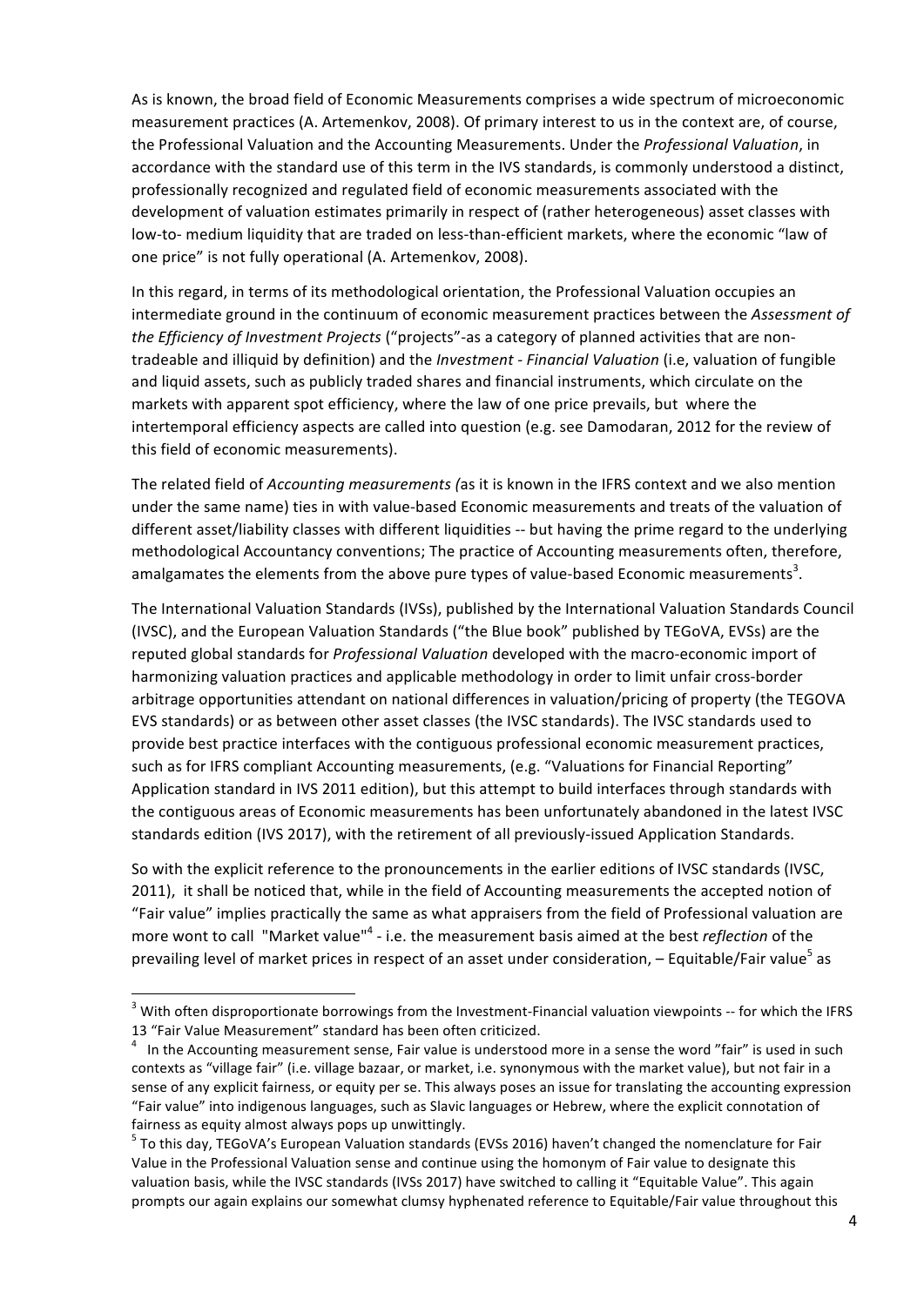As is known, the broad field of Economic Measurements comprises a wide spectrum of microeconomic measurement practices (A. Artemenkov, 2008). Of primary interest to us in the context are, of course, the Professional Valuation and the Accounting Measurements. Under the *Professional Valuation*, in accordance with the standard use of this term in the IVS standards, is commonly understood a distinct, professionally recognized and regulated field of economic measurements associated with the development of valuation estimates primarily in respect of (rather heterogeneous) asset classes with low-to- medium liquidity that are traded on less-than-efficient markets, where the economic "law of one price" is not fully operational (A. Artemenkov, 2008).

In this regard, in terms of its methodological orientation, the Professional Valuation occupies an intermediate ground in the continuum of economic measurement practices between the *Assessment of the Efficiency of Investment Projects* ("projects"-as a category of planned activities that are non-tradeable and illiquid by definition) and the *Investment - Financial Valuation* (i.e, valuation of fungible and liquid assets, such as publicly traded shares and financial instruments, which circulate on the markets with apparent spot efficiency, where the law of one price prevails, but where the intertemporal efficiency aspects are called into question (e.g. see Damodaran, 2012 for the review of this field of economic measurements).

The related field of *Accounting measurements (*as it is known in the IFRS context and we also mention under the same name) ties in with value-based Economic measurements and treats of the valuation of different asset/liability classes with different liquidities -- but having the prime regard to the underlying methodological Accountancy conventions; The practice of Accounting measurements often, therefore, amalgamates the elements from the above pure types of value-based Economic measurements[3].

The International Valuation Standards (IVSs), published by the International Valuation Standards Council (IVSC), and the European Valuation Standards ("the Blue book" published by TEGoVA, EVSs) are the reputed global standards for *Professional Valuation* developed with the macro-economic import of harmonizing valuation practices and applicable methodology in order to limit unfair cross-border arbitrage opportunities attendant on national differences in valuation/pricing of property (the TEGOVA EVS standards) or as between other asset classes (the IVSC standards). The IVSC standards used to provide best practice interfaces with the contiguous professional economic measurement practices, such as for IFRS compliant Accounting measurements, (e.g. "Valuations for Financial Reporting" Application standard in IVS 2011 edition), but this attempt to build interfaces through standards with the contiguous areas of Economic measurements has been unfortunately abandoned in the latest IVSC standards edition (IVS 2017), with the retirement of all previously-issued Application Standards.

So with the explicit reference to the pronouncements in the earlier editions of IVSC standards (IVSC, 2011), it shall be noticed that, while in the field of Accounting measurements the accepted notion of "Fair value" implies practically the same as what appraisers from the field of Professional valuation are more wont to call "Market value"[4] - i.e. the measurement basis aimed at the best *reflection* of the prevailing level of market prices in respect of an asset under consideration, – Equitable/Fair value[5] as

---

[3] With often disproportionate borrowings from the Investment-Financial valuation viewpoints -- for which the IFRS 13 "Fair Value Measurement" standard has been often criticized.

[4] In the Accounting measurement sense, Fair value is understood more in a sense the word "fair" is used in such contexts as "village fair" (i.e. village bazaar, or market, i.e. synonymous with the market value), but not fair in a sense of any explicit fairness, or equity per se. This always poses an issue for translating the accounting expression "Fair value" into indigenous languages, such as Slavic languages or Hebrew, where the explicit connotation of fairness as equity almost always pops up unwittingly.

[5] To this day, TEGoVA's European Valuation standards (EVSs 2016) haven't changed the nomenclature for Fair Value in the Professional Valuation sense and continue using the homonym of Fair value to designate this valuation basis, while the IVSC standards (IVSs 2017) have switched to calling it "Equitable Value". This again prompts our again explains our somewhat clumsy hyphenated reference to Equitable/Fair value throughout this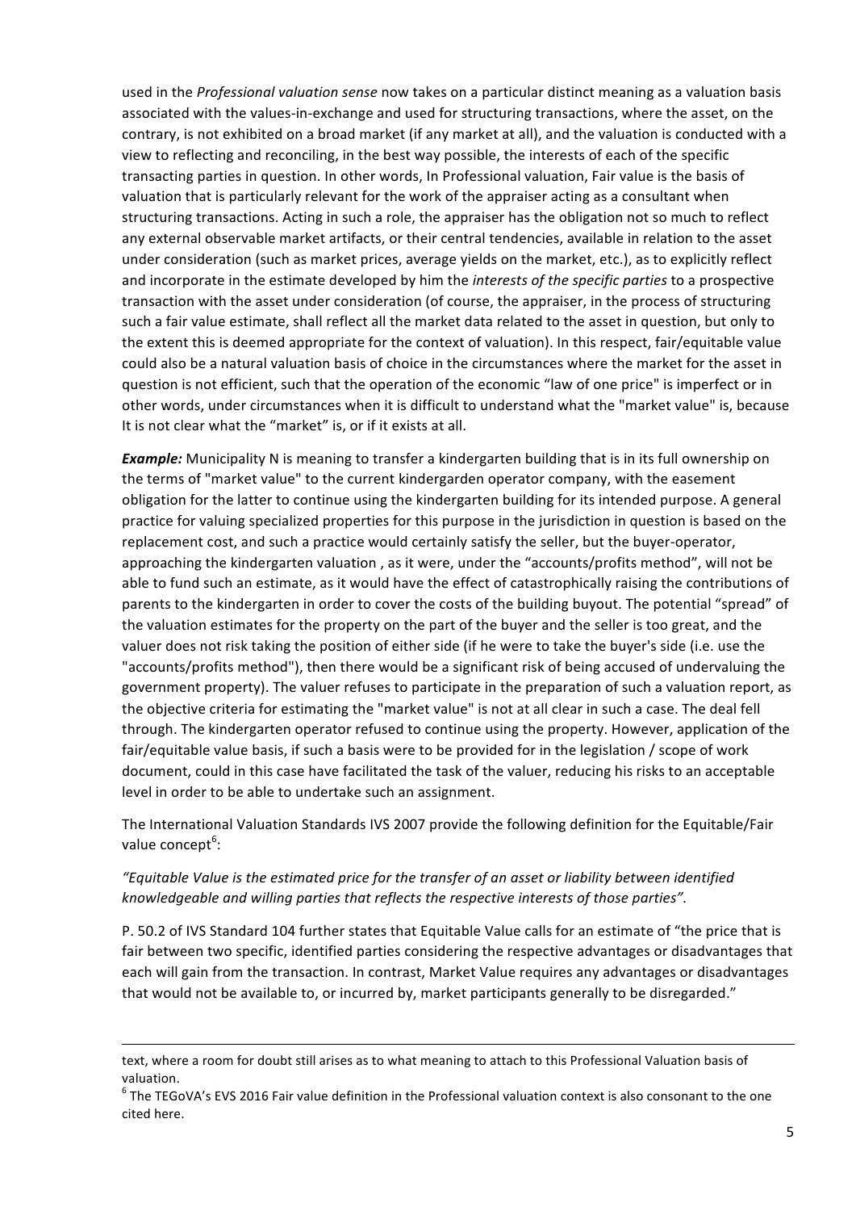used in the *Professional valuation sense* now takes on a particular distinct meaning as a valuation basis associated with the values-in-exchange and used for structuring transactions, where the asset, on the contrary, is not exhibited on a broad market (if any market at all), and the valuation is conducted with a view to reflecting and reconciling, in the best way possible, the interests of each of the specific transacting parties in question. In other words, In Professional valuation, Fair value is the basis of valuation that is particularly relevant for the work of the appraiser acting as a consultant when structuring transactions. Acting in such a role, the appraiser has the obligation not so much to reflect any external observable market artifacts, or their central tendencies, available in relation to the asset under consideration (such as market prices, average yields on the market, etc.), as to explicitly reflect and incorporate in the estimate developed by him the *interests of the specific parties* to a prospective transaction with the asset under consideration (of course, the appraiser, in the process of structuring such a fair value estimate, shall reflect all the market data related to the asset in question, but only to the extent this is deemed appropriate for the context of valuation). In this respect, fair/equitable value could also be a natural valuation basis of choice in the circumstances where the market for the asset in question is not efficient, such that the operation of the economic "law of one price" is imperfect or in other words, under circumstances when it is difficult to understand what the "market value" is, because It is not clear what the "market" is, or if it exists at all.

***Example:*** Municipality N is meaning to transfer a kindergarten building that is in its full ownership on the terms of "market value" to the current kindergarden operator company, with the easement obligation for the latter to continue using the kindergarten building for its intended purpose. A general practice for valuing specialized properties for this purpose in the jurisdiction in question is based on the replacement cost, and such a practice would certainly satisfy the seller, but the buyer-operator, approaching the kindergarten valuation , as it were, under the "accounts/profits method", will not be able to fund such an estimate, as it would have the effect of catastrophically raising the contributions of parents to the kindergarten in order to cover the costs of the building buyout. The potential "spread" of the valuation estimates for the property on the part of the buyer and the seller is too great, and the valuer does not risk taking the position of either side (if he were to take the buyer's side (i.e. use the "accounts/profits method"), then there would be a significant risk of being accused of undervaluing the government property). The valuer refuses to participate in the preparation of such a valuation report, as the objective criteria for estimating the "market value" is not at all clear in such a case. The deal fell through. The kindergarten operator refused to continue using the property. However, application of the fair/equitable value basis, if such a basis were to be provided for in the legislation / scope of work document, could in this case have facilitated the task of the valuer, reducing his risks to an acceptable level in order to be able to undertake such an assignment.

The International Valuation Standards IVS 2007 provide the following definition for the Equitable/Fair value concept[6]:

*"Equitable Value is the estimated price for the transfer of an asset or liability between identified knowledgeable and willing parties that reflects the respective interests of those parties".*

P. 50.2 of IVS Standard 104 further states that Equitable Value calls for an estimate of "the price that is fair between two specific, identified parties considering the respective advantages or disadvantages that each will gain from the transaction. In contrast, Market Value requires any advantages or disadvantages that would not be available to, or incurred by, market participants generally to be disregarded."

---

text, where a room for doubt still arises as to what meaning to attach to this Professional Valuation basis of valuation.

[6] The TEGoVA's EVS 2016 Fair value definition in the Professional valuation context is also consonant to the one cited here.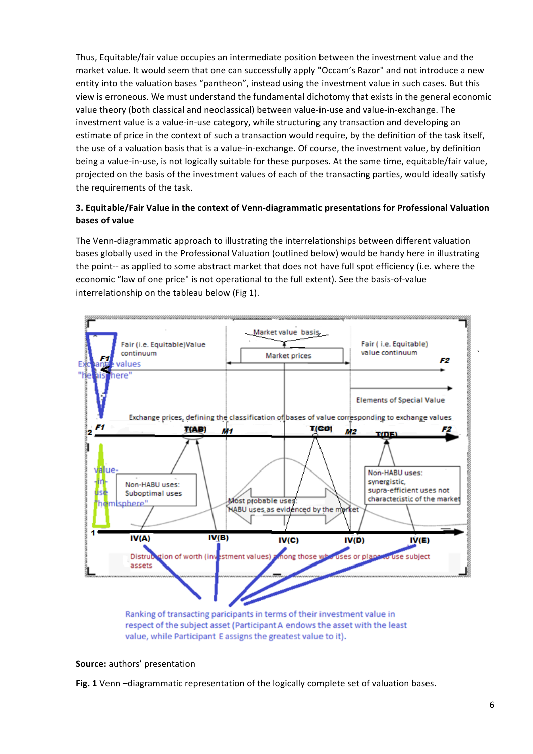Thus, Equitable/fair value occupies an intermediate position between the investment value and the market value. It would seem that one can successfully apply "Occam's Razor" and not introduce a new entity into the valuation bases "pantheon", instead using the investment value in such cases. But this view is erroneous. We must understand the fundamental dichotomy that exists in the general economic value theory (both classical and neoclassical) between value-in-use and value-in-exchange. The investment value is a value-in-use category, while structuring any transaction and developing an estimate of price in the context of such a transaction would require, by the definition of the task itself, the use of a valuation basis that is a value-in-exchange. Of course, the investment value, by definition being a value-in-use, is not logically suitable for these purposes. At the same time, equitable/fair value, projected on the basis of the investment values of each of the transacting parties, would ideally satisfy the requirements of the task.

### 3. Equitable/Fair Value in the context of Venn-diagrammatic presentations for Professional Valuation bases of value

The Venn-diagrammatic approach to illustrating the interrelationships between different valuation bases globally used in the Professional Valuation (outlined below) would be handy here in illustrating the point-- as applied to some abstract market that does not have full spot efficiency (i.e. where the economic "law of one price" is not operational to the full extent). See the basis-of-value interrelationship on the tableau below (Fig 1).

**Source:** authors' presentation

**Fig. 1** Venn –diagrammatic representation of the logically complete set of valuation bases.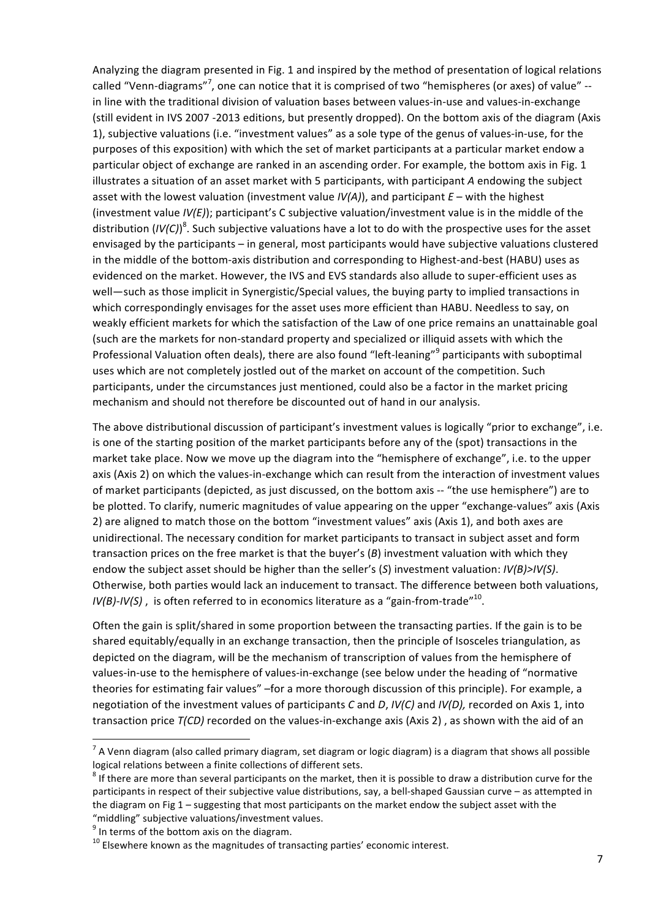Analyzing the diagram presented in Fig. 1 and inspired by the method of presentation of logical relations called "Venn-diagrams"[7], one can notice that it is comprised of two "hemispheres (or axes) of value" -- in line with the traditional division of valuation bases between values-in-use and values-in-exchange (still evident in IVS 2007 -2013 editions, but presently dropped). On the bottom axis of the diagram (Axis 1), subjective valuations (i.e. "investment values" as a sole type of the genus of values-in-use, for the purposes of this exposition) with which the set of market participants at a particular market endow a particular object of exchange are ranked in an ascending order. For example, the bottom axis in Fig. 1 illustrates a situation of an asset market with 5 participants, with participant *A* endowing the subject asset with the lowest valuation (investment value *IV(A)*), and participant *E* – with the highest (investment value *IV(E)*); participant's C subjective valuation/investment value is in the middle of the distribution (*IV(C)*)[8]. Such subjective valuations have a lot to do with the prospective uses for the asset envisaged by the participants – in general, most participants would have subjective valuations clustered in the middle of the bottom-axis distribution and corresponding to Highest-and-best (HABU) uses as evidenced on the market. However, the IVS and EVS standards also allude to super-efficient uses as well—such as those implicit in Synergistic/Special values, the buying party to implied transactions in which correspondingly envisages for the asset uses more efficient than HABU. Needless to say, on weakly efficient markets for which the satisfaction of the Law of one price remains an unattainable goal (such are the markets for non-standard property and specialized or illiquid assets with which the Professional Valuation often deals), there are also found "left-leaning"[9] participants with suboptimal uses which are not completely jostled out of the market on account of the competition. Such participants, under the circumstances just mentioned, could also be a factor in the market pricing mechanism and should not therefore be discounted out of hand in our analysis.

The above distributional discussion of participant's investment values is logically "prior to exchange", i.e. is one of the starting position of the market participants before any of the (spot) transactions in the market take place. Now we move up the diagram into the "hemisphere of exchange", i.e. to the upper axis (Axis 2) on which the values-in-exchange which can result from the interaction of investment values of market participants (depicted, as just discussed, on the bottom axis -- "the use hemisphere") are to be plotted. To clarify, numeric magnitudes of value appearing on the upper "exchange-values" axis (Axis 2) are aligned to match those on the bottom "investment values" axis (Axis 1), and both axes are unidirectional. The necessary condition for market participants to transact in subject asset and form transaction prices on the free market is that the buyer's (*B*) investment valuation with which they endow the subject asset should be higher than the seller's (*S*) investment valuation: $IV(B)>IV(S)$. Otherwise, both parties would lack an inducement to transact. The difference between both valuations, $IV(B)-IV(S)$ , is often referred to in economics literature as a "gain-from-trade"[10].

Often the gain is split/shared in some proportion between the transacting parties. If the gain is to be shared equitably/equally in an exchange transaction, then the principle of Isosceles triangulation, as depicted on the diagram, will be the mechanism of transcription of values from the hemisphere of values-in-use to the hemisphere of values-in-exchange (see below under the heading of "normative theories for estimating fair values" –for a more thorough discussion of this principle). For example, a negotiation of the investment values of participants *C* and *D*, *IV(C)* and *IV(D),* recorded on Axis 1, into transaction price *T(CD)* recorded on the values-in-exchange axis (Axis 2) , as shown with the aid of an

---

[7] A Venn diagram (also called primary diagram, set diagram or logic diagram) is a diagram that shows all possible logical relations between a finite collections of different sets.

[8] If there are more than several participants on the market, then it is possible to draw a distribution curve for the participants in respect of their subjective value distributions, say, a bell-shaped Gaussian curve – as attempted in the diagram on Fig 1 – suggesting that most participants on the market endow the subject asset with the "middling" subjective valuations/investment values.

[9] In terms of the bottom axis on the diagram.

[10] Elsewhere known as the magnitudes of transacting parties' economic interest.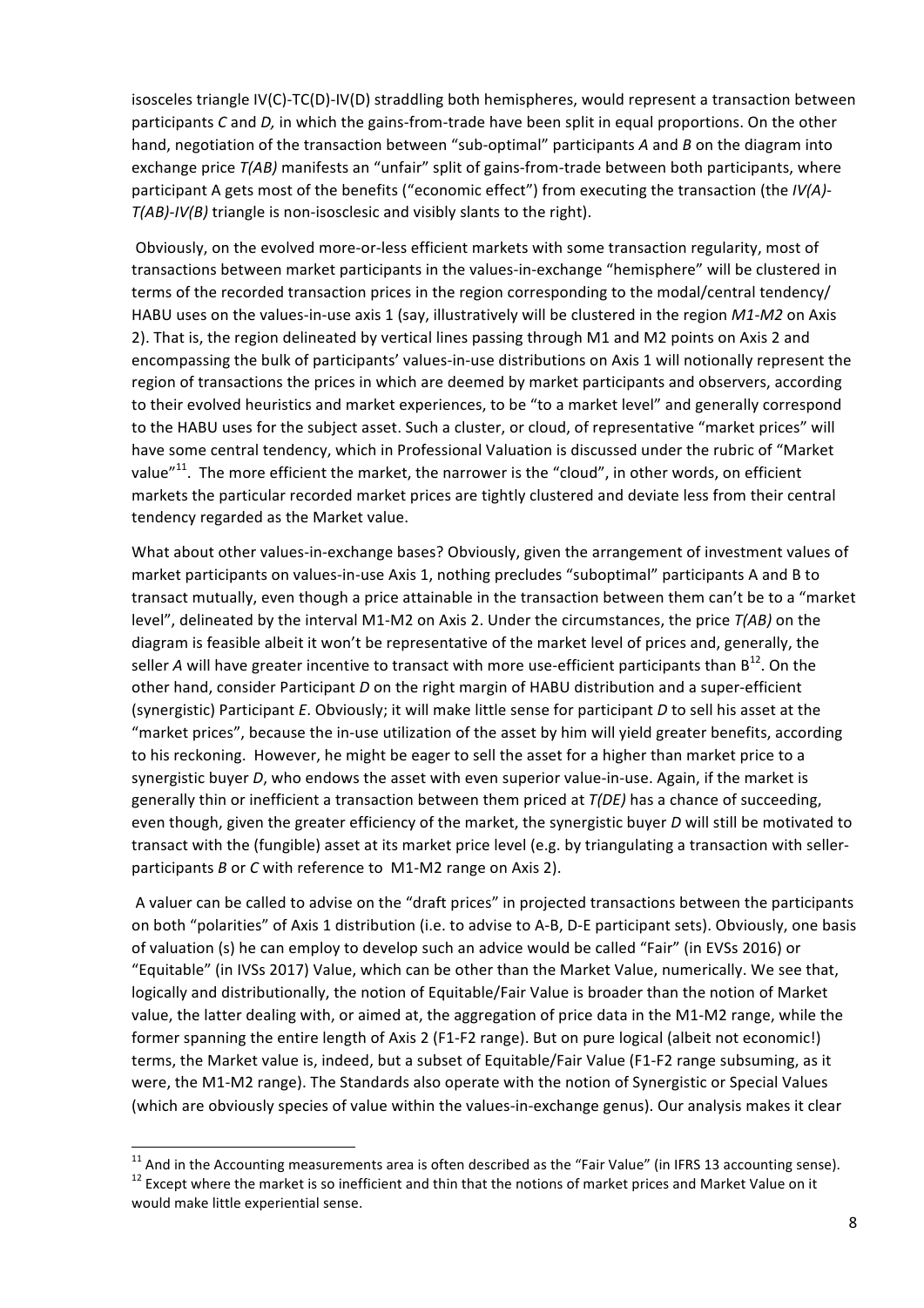isosceles triangle IV(C)-TC(D)-IV(D) straddling both hemispheres, would represent a transaction between participants *C* and *D,* in which the gains-from-trade have been split in equal proportions. On the other hand, negotiation of the transaction between "sub-optimal" participants *A* and *B* on the diagram into exchange price *T(AB)* manifests an "unfair" split of gains-from-trade between both participants, where participant A gets most of the benefits ("economic effect") from executing the transaction (the *IV(A)-T(AB)-IV(B)* triangle is non-isosclesic and visibly slants to the right).

Obviously, on the evolved more-or-less efficient markets with some transaction regularity, most of transactions between market participants in the values-in-exchange "hemisphere" will be clustered in terms of the recorded transaction prices in the region corresponding to the modal/central tendency/ HABU uses on the values-in-use axis 1 (say, illustratively will be clustered in the region *M1-M2* on Axis 2). That is, the region delineated by vertical lines passing through M1 and M2 points on Axis 2 and encompassing the bulk of participants' values-in-use distributions on Axis 1 will notionally represent the region of transactions the prices in which are deemed by market participants and observers, according to their evolved heuristics and market experiences, to be "to a market level" and generally correspond to the HABU uses for the subject asset. Such a cluster, or cloud, of representative "market prices" will have some central tendency, which in Professional Valuation is discussed under the rubric of "Market value"[11]. The more efficient the market, the narrower is the "cloud", in other words, on efficient markets the particular recorded market prices are tightly clustered and deviate less from their central tendency regarded as the Market value.

What about other values-in-exchange bases? Obviously, given the arrangement of investment values of market participants on values-in-use Axis 1, nothing precludes "suboptimal" participants A and B to transact mutually, even though a price attainable in the transaction between them can't be to a "market level", delineated by the interval M1-M2 on Axis 2. Under the circumstances, the price *T(AB)* on the diagram is feasible albeit it won't be representative of the market level of prices and, generally, the seller *A* will have greater incentive to transact with more use-efficient participants than B[12]. On the other hand, consider Participant *D* on the right margin of HABU distribution and a super-efficient (synergistic) Participant *E*. Obviously; it will make little sense for participant *D* to sell his asset at the "market prices", because the in-use utilization of the asset by him will yield greater benefits, according to his reckoning. However, he might be eager to sell the asset for a higher than market price to a synergistic buyer *D*, who endows the asset with even superior value-in-use. Again, if the market is generally thin or inefficient a transaction between them priced at *T(DE)* has a chance of succeeding, even though, given the greater efficiency of the market, the synergistic buyer *D* will still be motivated to transact with the (fungible) asset at its market price level (e.g. by triangulating a transaction with seller-participants *B* or *C* with reference to M1-M2 range on Axis 2).

A valuer can be called to advise on the "draft prices" in projected transactions between the participants on both "polarities" of Axis 1 distribution (i.e. to advise to A-B, D-E participant sets). Obviously, one basis of valuation (s) he can employ to develop such an advice would be called "Fair" (in EVSs 2016) or "Equitable" (in IVSs 2017) Value, which can be other than the Market Value, numerically. We see that, logically and distributionally, the notion of Equitable/Fair Value is broader than the notion of Market value, the latter dealing with, or aimed at, the aggregation of price data in the M1-M2 range, while the former spanning the entire length of Axis 2 (F1-F2 range). But on pure logical (albeit not economic!) terms, the Market value is, indeed, but a subset of Equitable/Fair Value (F1-F2 range subsuming, as it were, the M1-M2 range). The Standards also operate with the notion of Synergistic or Special Values (which are obviously species of value within the values-in-exchange genus). Our analysis makes it clear

[11] And in the Accounting measurements area is often described as the "Fair Value" (in IFRS 13 accounting sense).

[12] Except where the market is so inefficient and thin that the notions of market prices and Market Value on it would make little experiential sense.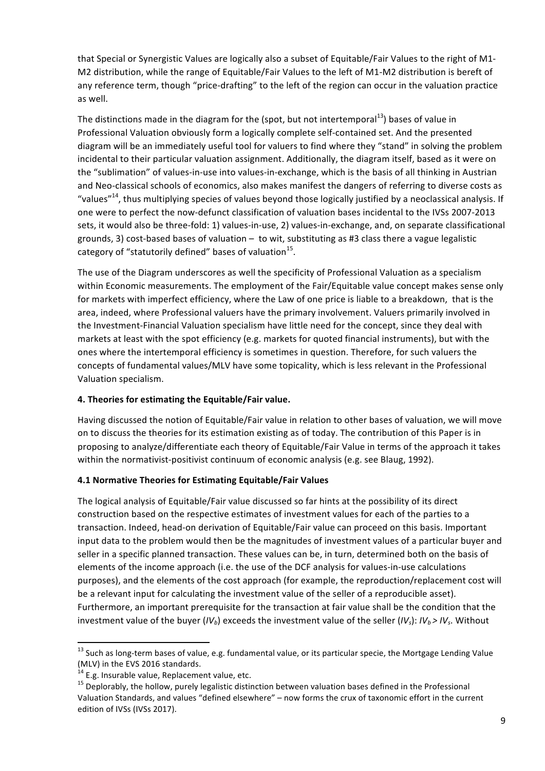that Special or Synergistic Values are logically also a subset of Equitable/Fair Values to the right of M1-M2 distribution, while the range of Equitable/Fair Values to the left of M1-M2 distribution is bereft of any reference term, though "price-drafting" to the left of the region can occur in the valuation practice as well.

The distinctions made in the diagram for the (spot, but not intertemporal[13]) bases of value in Professional Valuation obviously form a logically complete self-contained set. And the presented diagram will be an immediately useful tool for valuers to find where they "stand" in solving the problem incidental to their particular valuation assignment. Additionally, the diagram itself, based as it were on the "sublimation" of values-in-use into values-in-exchange, which is the basis of all thinking in Austrian and Neo-classical schools of economics, also makes manifest the dangers of referring to diverse costs as "values"[14], thus multiplying species of values beyond those logically justified by a neoclassical analysis. If one were to perfect the now-defunct classification of valuation bases incidental to the IVSs 2007-2013 sets, it would also be three-fold: 1) values-in-use, 2) values-in-exchange, and, on separate classificational grounds, 3) cost-based bases of valuation – to wit, substituting as #3 class there a vague legalistic category of "statutorily defined" bases of valuation[15].

The use of the Diagram underscores as well the specificity of Professional Valuation as a specialism within Economic measurements. The employment of the Fair/Equitable value concept makes sense only for markets with imperfect efficiency, where the Law of one price is liable to a breakdown, that is the area, indeed, where Professional valuers have the primary involvement. Valuers primarily involved in the Investment-Financial Valuation specialism have little need for the concept, since they deal with markets at least with the spot efficiency (e.g. markets for quoted financial instruments), but with the ones where the intertemporal efficiency is sometimes in question. Therefore, for such valuers the concepts of fundamental values/MLV have some topicality, which is less relevant in the Professional Valuation specialism.

## 4. Theories for estimating the Equitable/Fair value.

Having discussed the notion of Equitable/Fair value in relation to other bases of valuation, we will move on to discuss the theories for its estimation existing as of today. The contribution of this Paper is in proposing to analyze/differentiate each theory of Equitable/Fair Value in terms of the approach it takes within the normativist-positivist continuum of economic analysis (e.g. see Blaug, 1992).

### 4.1 Normative Theories for Estimating Equitable/Fair Values

The logical analysis of Equitable/Fair value discussed so far hints at the possibility of its direct construction based on the respective estimates of investment values for each of the parties to a transaction. Indeed, head-on derivation of Equitable/Fair value can proceed on this basis. Important input data to the problem would then be the magnitudes of investment values of a particular buyer and seller in a specific planned transaction. These values can be, in turn, determined both on the basis of elements of the income approach (i.e. the use of the DCF analysis for values-in-use calculations purposes), and the elements of the cost approach (for example, the reproduction/replacement cost will be a relevant input for calculating the investment value of the seller of a reproducible asset). Furthermore, an important prerequisite for the transaction at fair value shall be the condition that the investment value of the buyer ($IV_b$) exceeds the investment value of the seller ($IV_s$): $IV_b > IV_s$. Without

---

[13] Such as long-term bases of value, e.g. fundamental value, or its particular specie, the Mortgage Lending Value (MLV) in the EVS 2016 standards.

[14] E.g. Insurable value, Replacement value, etc.

[15] Deplorably, the hollow, purely legalistic distinction between valuation bases defined in the Professional Valuation Standards, and values "defined elsewhere" – now forms the crux of taxonomic effort in the current edition of IVSs (IVSs 2017).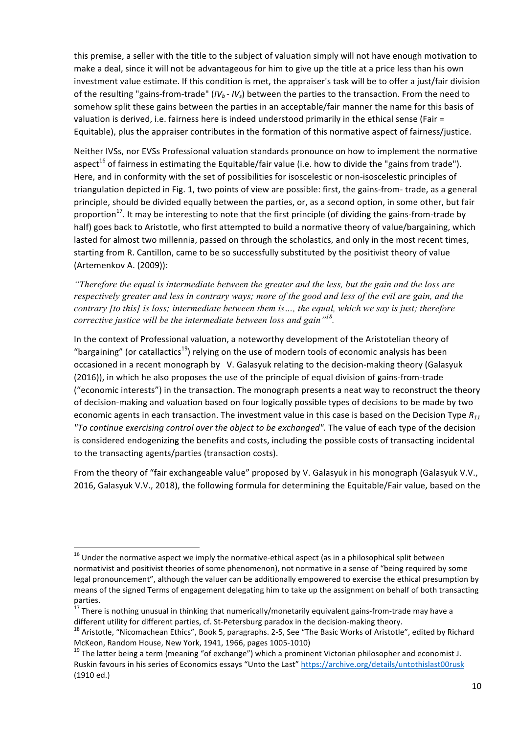this premise, a seller with the title to the subject of valuation simply will not have enough motivation to make a deal, since it will not be advantageous for him to give up the title at a price less than his own investment value estimate. If this condition is met, the appraiser's task will be to offer a just/fair division of the resulting "gains-from-trade" ($IV_b$ - $IV_s$) between the parties to the transaction. From the need to somehow split these gains between the parties in an acceptable/fair manner the name for this basis of valuation is derived, i.e. fairness here is indeed understood primarily in the ethical sense (Fair = Equitable), plus the appraiser contributes in the formation of this normative aspect of fairness/justice.

Neither IVSs, nor EVSs Professional valuation standards pronounce on how to implement the normative aspect[16] of fairness in estimating the Equitable/fair value (i.e. how to divide the "gains from trade"). Here, and in conformity with the set of possibilities for isoscelestic or non-isoscelestic principles of triangulation depicted in Fig. 1, two points of view are possible: first, the gains-from- trade, as a general principle, should be divided equally between the parties, or, as a second option, in some other, but fair proportion[17]. It may be interesting to note that the first principle (of dividing the gains-from-trade by half) goes back to Aristotle, who first attempted to build a normative theory of value/bargaining, which lasted for almost two millennia, passed on through the scholastics, and only in the most recent times, starting from R. Cantillon, came to be so successfully substituted by the positivist theory of value (Artemenkov A. (2009)):

*"Therefore the equal is intermediate between the greater and the less, but the gain and the loss are respectively greater and less in contrary ways; more of the good and less of the evil are gain, and the contrary [to this] is loss; intermediate between them is…, the equal, which we say is just; therefore corrective justice will be the intermediate between loss and gain"*[18].

In the context of Professional valuation, a noteworthy development of the Aristotelian theory of "bargaining" (or catallactics[19]) relying on the use of modern tools of economic analysis has been occasioned in a recent monograph by V. Galasyuk relating to the decision-making theory (Galasyuk (2016)), in which he also proposes the use of the principle of equal division of gains-from-trade ("economic interests") in the transaction. The monograph presents a neat way to reconstruct the theory of decision-making and valuation based on four logically possible types of decisions to be made by two economic agents in each transaction. The investment value in this case is based on the Decision Type $R_{11}$ *"To continue exercising control over the object to be exchanged".* The value of each type of the decision is considered endogenizing the benefits and costs, including the possible costs of transacting incidental to the transacting agents/parties (transaction costs).

From the theory of "fair exchangeable value" proposed by V. Galasyuk in his monograph (Galasyuk V.V., 2016, Galasyuk V.V., 2018), the following formula for determining the Equitable/Fair value, based on the

---

[16] Under the normative aspect we imply the normative-ethical aspect (as in a philosophical split between normativist and positivist theories of some phenomenon), not normative in a sense of "being required by some legal pronouncement", although the valuer can be additionally empowered to exercise the ethical presumption by means of the signed Terms of engagement delegating him to take up the assignment on behalf of both transacting parties.

[17] There is nothing unusual in thinking that numerically/monetarily equivalent gains-from-trade may have a different utility for different parties, cf. St-Petersburg paradox in the decision-making theory.

[18] Aristotle, "Nicomachean Ethics", Book 5, paragraphs. 2-5, See "The Basic Works of Aristotle", edited by Richard McKeon, Random House, New York, 1941, 1966, pages 1005-1010)

[19] The latter being a term (meaning "of exchange") which a prominent Victorian philosopher and economist J. Ruskin favours in his series of Economics essays "Unto the Last" https://archive.org/details/untothislast00rusk (1910 ed.)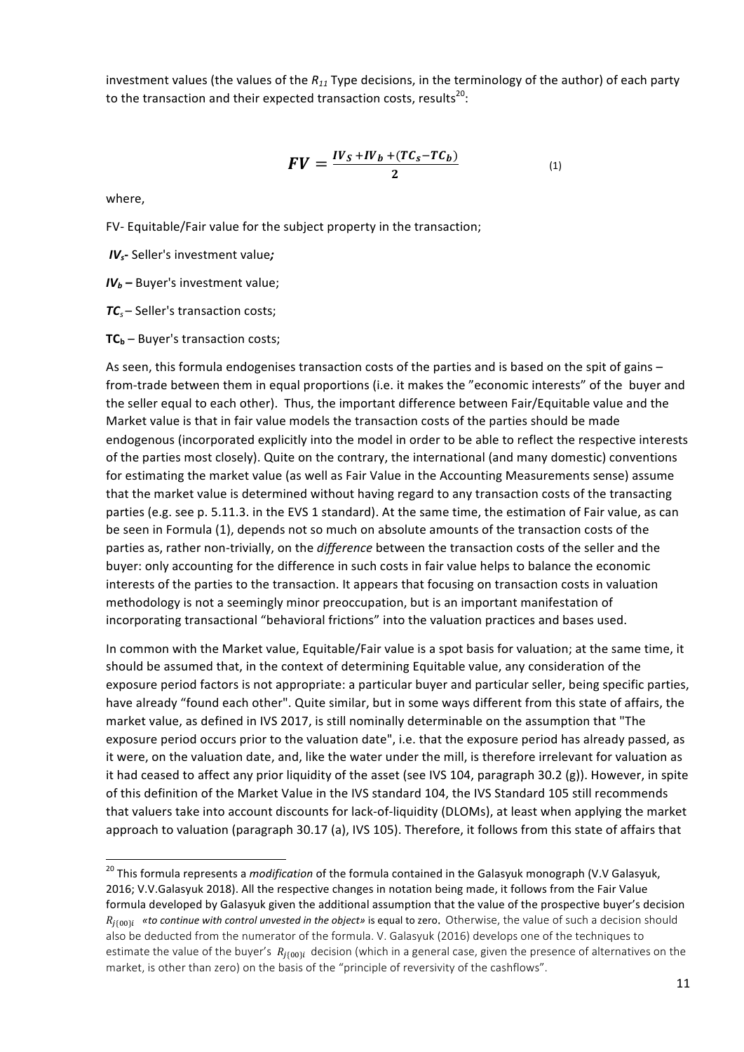investment values (the values of the $R_{11}$ Type decisions, in the terminology of the author) of each party to the transaction and their expected transaction costs, results[20]:

$$\boldsymbol{FV} = \frac{\boldsymbol{IV_S} + \boldsymbol{IV_b} + (\boldsymbol{TC_s} - \boldsymbol{TC_b})}{\boldsymbol{2}} \qquad (1)$$

where,

FV- Equitable/Fair value for the subject property in the transaction;

***$IV_s$*- Seller's investment value*;**

***$IV_b$* –** Buyer's investment value;

***$TC_s$*** – Seller's transaction costs;

**$TC_b$** – Buyer's transaction costs;

As seen, this formula endogenises transaction costs of the parties and is based on the spit of gains – from-trade between them in equal proportions (i.e. it makes the "economic interests" of the buyer and the seller equal to each other). Thus, the important difference between Fair/Equitable value and the Market value is that in fair value models the transaction costs of the parties should be made endogenous (incorporated explicitly into the model in order to be able to reflect the respective interests of the parties most closely). Quite on the contrary, the international (and many domestic) conventions for estimating the market value (as well as Fair Value in the Accounting Measurements sense) assume that the market value is determined without having regard to any transaction costs of the transacting parties (e.g. see p. 5.11.3. in the EVS 1 standard). At the same time, the estimation of Fair value, as can be seen in Formula (1), depends not so much on absolute amounts of the transaction costs of the parties as, rather non-trivially, on the *difference* between the transaction costs of the seller and the buyer: only accounting for the difference in such costs in fair value helps to balance the economic interests of the parties to the transaction. It appears that focusing on transaction costs in valuation methodology is not a seemingly minor preoccupation, but is an important manifestation of incorporating transactional "behavioral frictions" into the valuation practices and bases used.

In common with the Market value, Equitable/Fair value is a spot basis for valuation; at the same time, it should be assumed that, in the context of determining Equitable value, any consideration of the exposure period factors is not appropriate: a particular buyer and particular seller, being specific parties, have already "found each other". Quite similar, but in some ways different from this state of affairs, the market value, as defined in IVS 2017, is still nominally determinable on the assumption that "The exposure period occurs prior to the valuation date", i.e. that the exposure period has already passed, as it were, on the valuation date, and, like the water under the mill, is therefore irrelevant for valuation as it had ceased to affect any prior liquidity of the asset (see IVS 104, paragraph 30.2 (g)). However, in spite of this definition of the Market Value in the IVS standard 104, the IVS Standard 105 still recommends that valuers take into account discounts for lack-of-liquidity (DLOMs), at least when applying the market approach to valuation (paragraph 30.17 (a), IVS 105). Therefore, it follows from this state of affairs that

---

[20] This formula represents a *modification* of the formula contained in the Galasyuk monograph (V.V Galasyuk, 2016; V.V.Galasyuk 2018). All the respective changes in notation being made, it follows from the Fair Value formula developed by Galasyuk given the additional assumption that the value of the prospective buyer's decision $R_{j\{00\}i}$ *«to continue with control unvested in the object»* is equal to zero. Otherwise, the value of such a decision should also be deducted from the numerator of the formula. V. Galasyuk (2016) develops one of the techniques to estimate the value of the buyer's $R_{j\{00\}i}$ decision (which in a general case, given the presence of alternatives on the market, is other than zero) on the basis of the "principle of reversivity of the cashflows".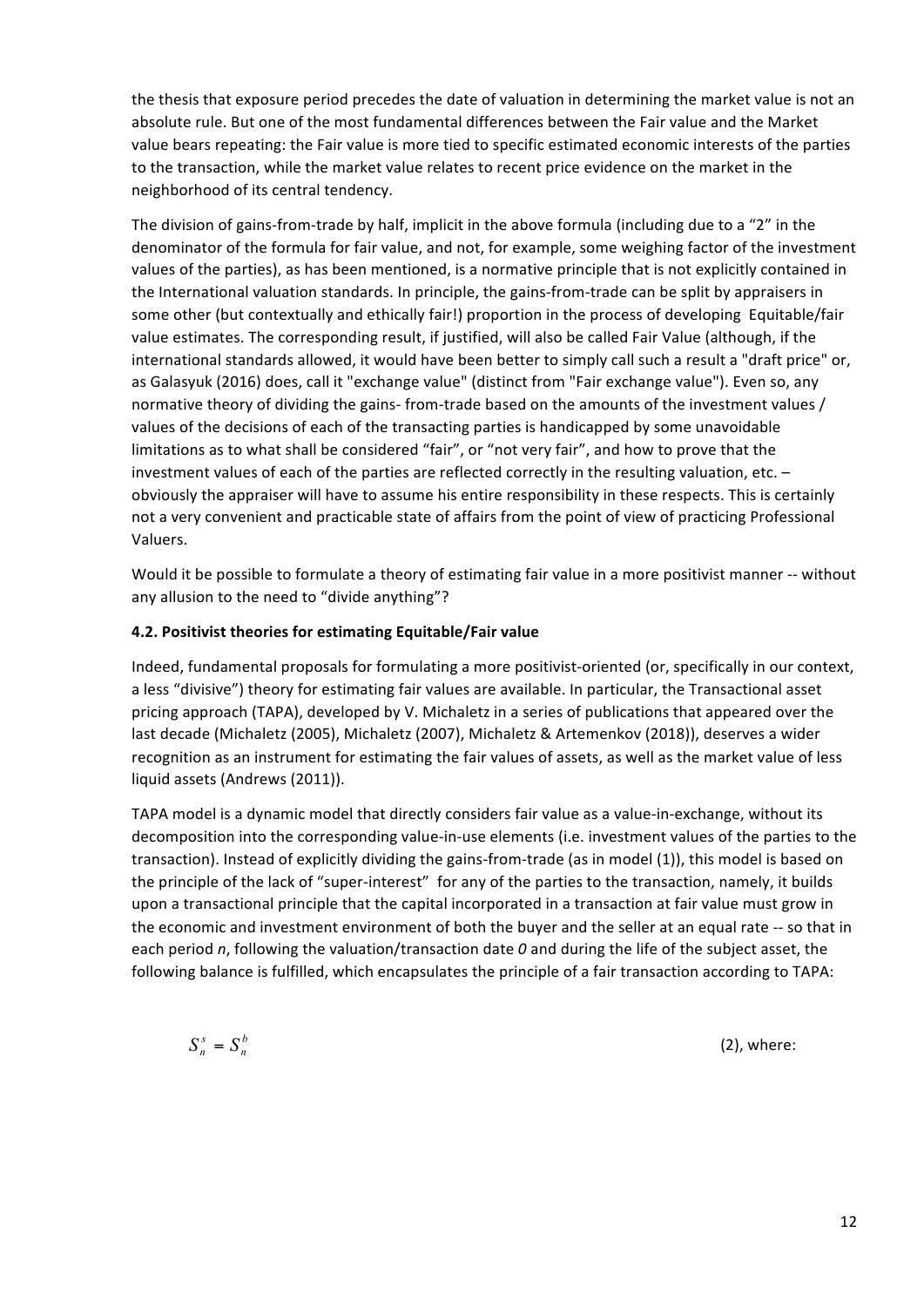the thesis that exposure period precedes the date of valuation in determining the market value is not an absolute rule. But one of the most fundamental differences between the Fair value and the Market value bears repeating: the Fair value is more tied to specific estimated economic interests of the parties to the transaction, while the market value relates to recent price evidence on the market in the neighborhood of its central tendency.

The division of gains-from-trade by half, implicit in the above formula (including due to a "2" in the denominator of the formula for fair value, and not, for example, some weighing factor of the investment values of the parties), as has been mentioned, is a normative principle that is not explicitly contained in the International valuation standards. In principle, the gains-from-trade can be split by appraisers in some other (but contextually and ethically fair!) proportion in the process of developing Equitable/fair value estimates. The corresponding result, if justified, will also be called Fair Value (although, if the international standards allowed, it would have been better to simply call such a result a "draft price" or, as Galasyuk (2016) does, call it "exchange value" (distinct from "Fair exchange value"). Even so, any normative theory of dividing the gains- from-trade based on the amounts of the investment values / values of the decisions of each of the transacting parties is handicapped by some unavoidable limitations as to what shall be considered "fair", or "not very fair", and how to prove that the investment values of each of the parties are reflected correctly in the resulting valuation, etc. – obviously the appraiser will have to assume his entire responsibility in these respects. This is certainly not a very convenient and practicable state of affairs from the point of view of practicing Professional Valuers.

Would it be possible to formulate a theory of estimating fair value in a more positivist manner -- without any allusion to the need to "divide anything"?

### 4.2. Positivist theories for estimating Equitable/Fair value

Indeed, fundamental proposals for formulating a more positivist-oriented (or, specifically in our context, a less "divisive") theory for estimating fair values are available. In particular, the Transactional asset pricing approach (TAPA), developed by V. Michaletz in a series of publications that appeared over the last decade (Michaletz (2005), Michaletz (2007), Michaletz & Artemenkov (2018)), deserves a wider recognition as an instrument for estimating the fair values of assets, as well as the market value of less liquid assets (Andrews (2011)).

TAPA model is a dynamic model that directly considers fair value as a value-in-exchange, without its decomposition into the corresponding value-in-use elements (i.e. investment values of the parties to the transaction). Instead of explicitly dividing the gains-from-trade (as in model (1)), this model is based on the principle of the lack of "super-interest" for any of the parties to the transaction, namely, it builds upon a transactional principle that the capital incorporated in a transaction at fair value must grow in the economic and investment environment of both the buyer and the seller at an equal rate -- so that in each period *n*, following the valuation/transaction date *0* and during the life of the subject asset, the following balance is fulfilled, which encapsulates the principle of a fair transaction according to TAPA:

$$S_n^s = S_n^b \qquad (2)$$

where: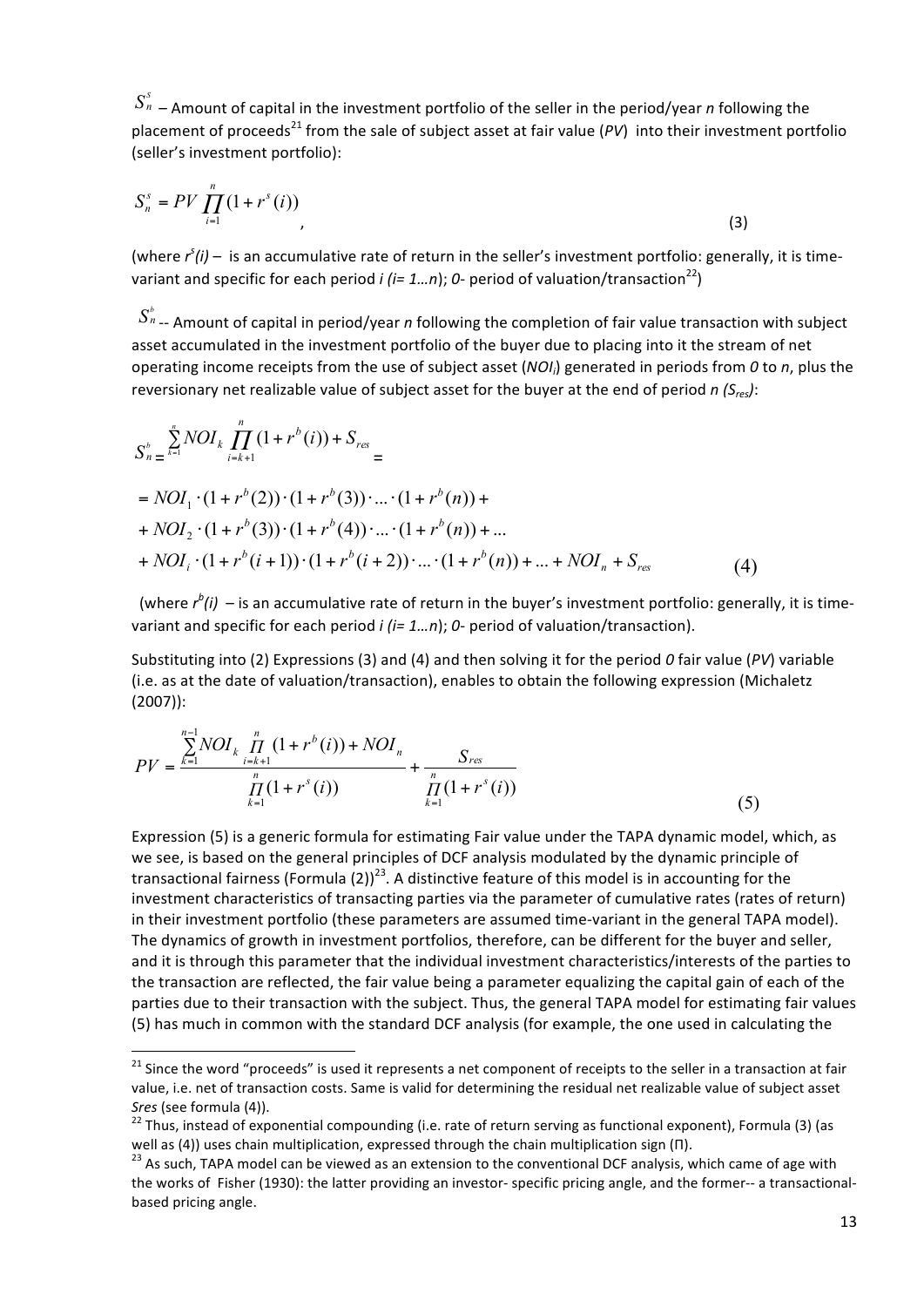$S_n^s$ – Amount of capital in the investment portfolio of the seller in the period/year *n* following the placement of proceeds[21] from the sale of subject asset at fair value (*PV*) into their investment portfolio (seller's investment portfolio):

$$S_n^s = PV \prod_{i=1}^{n}(1 + r^s(i)) \quad , \tag{3}$$

(where $r^s(i)$ – is an accumulative rate of return in the seller's investment portfolio: generally, it is time-variant and specific for each period *i* (*i*= 1…*n*); *0*- period of valuation/transaction[22])

$S_n^b$ -- Amount of capital in period/year *n* following the completion of fair value transaction with subject asset accumulated in the investment portfolio of the buyer due to placing into it the stream of net operating income receipts from the use of subject asset ($NOI_i$) generated in periods from *0* to *n*, plus the reversionary net realizable value of subject asset for the buyer at the end of period *n* ($S_{res}$):

$$
\begin{aligned}
S_n^b &= \sum_{k=1}^{n} NOI_k \prod_{i=k+1}^{n}(1 + r^b(i)) + S_{res} = \\
&= NOI_1 \cdot (1 + r^b(2)) \cdot (1 + r^b(3)) \cdot \ldots \cdot (1 + r^b(n)) + \\
&+ NOI_2 \cdot (1 + r^b(3)) \cdot (1 + r^b(4)) \cdot \ldots \cdot (1 + r^b(n)) + \ldots \\
&+ NOI_i \cdot (1 + r^b(i+1)) \cdot (1 + r^b(i+2)) \cdot \ldots \cdot (1 + r^b(n)) + \ldots + NOI_n + S_{res}
\end{aligned} \tag{4}
$$

(where $r^b(i)$ – is an accumulative rate of return in the buyer's investment portfolio: generally, it is time-variant and specific for each period *i* (*i*= 1…*n*); *0*- period of valuation/transaction).

Substituting into (2) Expressions (3) and (4) and then solving it for the period *0* fair value (*PV*) variable (i.e. as at the date of valuation/transaction), enables to obtain the following expression (Michaletz (2007)):

$$PV = \frac{\sum_{k=1}^{n-1} NOI_k \prod_{i=k+1}^{n}(1 + r^b(i)) + NOI_n}{\prod_{k=1}^{n}(1 + r^s(i))} + \frac{S_{res}}{\prod_{k=1}^{n}(1 + r^s(i))} \tag{5}$$

Expression (5) is a generic formula for estimating Fair value under the TAPA dynamic model, which, as we see, is based on the general principles of DCF analysis modulated by the dynamic principle of transactional fairness (Formula (2))[23]. A distinctive feature of this model is in accounting for the investment characteristics of transacting parties via the parameter of cumulative rates (rates of return) in their investment portfolio (these parameters are assumed time-variant in the general TAPA model). The dynamics of growth in investment portfolios, therefore, can be different for the buyer and seller, and it is through this parameter that the individual investment characteristics/interests of the parties to the transaction are reflected, the fair value being a parameter equalizing the capital gain of each of the parties due to their transaction with the subject. Thus, the general TAPA model for estimating fair values (5) has much in common with the standard DCF analysis (for example, the one used in calculating the

---

[21] Since the word "proceeds" is used it represents a net component of receipts to the seller in a transaction at fair value, i.e. net of transaction costs. Same is valid for determining the residual net realizable value of subject asset *Sres* (see formula (4)).

[22] Thus, instead of exponential compounding (i.e. rate of return serving as functional exponent), Formula (3) (as well as (4)) uses chain multiplication, expressed through the chain multiplication sign (Π).

[23] As such, TAPA model can be viewed as an extension to the conventional DCF analysis, which came of age with the works of Fisher (1930): the latter providing an investor- specific pricing angle, and the former-- a transactional-based pricing angle.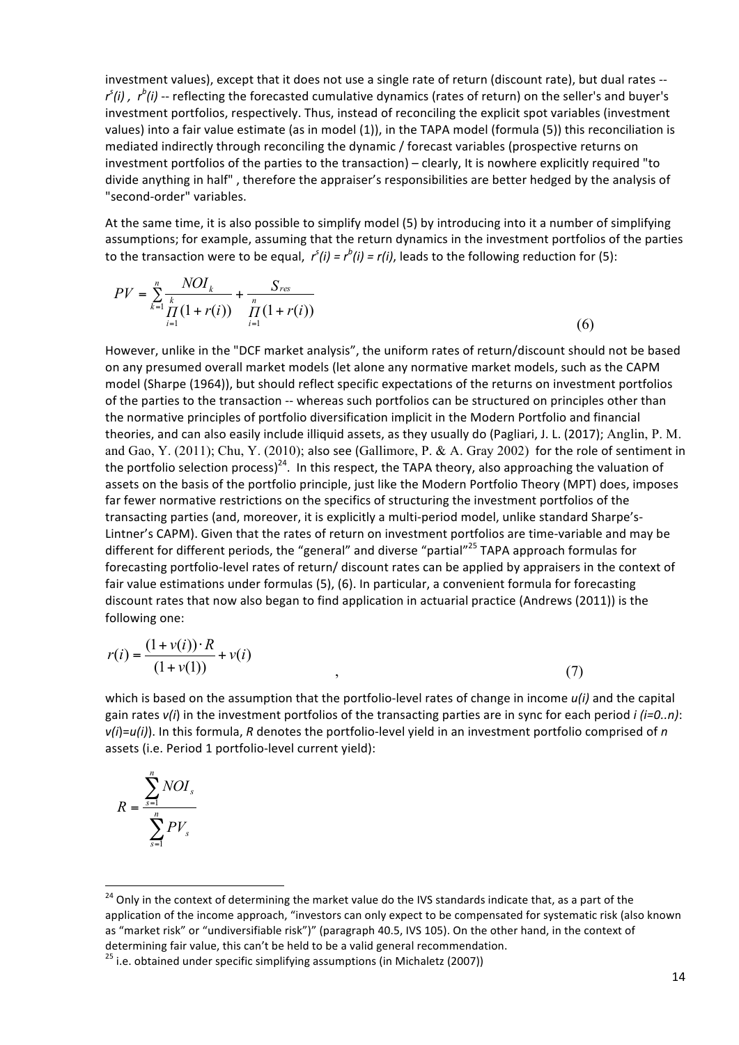investment values), except that it does not use a single rate of return (discount rate), but dual rates -- $r^s(i)$ , $r^b(i)$ -- reflecting the forecasted cumulative dynamics (rates of return) on the seller's and buyer's investment portfolios, respectively. Thus, instead of reconciling the explicit spot variables (investment values) into a fair value estimate (as in model (1)), in the TAPA model (formula (5)) this reconciliation is mediated indirectly through reconciling the dynamic / forecast variables (prospective returns on investment portfolios of the parties to the transaction) – clearly, It is nowhere explicitly required "to divide anything in half" , therefore the appraiser's responsibilities are better hedged by the analysis of "second-order" variables.

At the same time, it is also possible to simplify model (5) by introducing into it a number of simplifying assumptions; for example, assuming that the return dynamics in the investment portfolios of the parties to the transaction were to be equal, $r^s(i) = r^b(i) = r(i)$, leads to the following reduction for (5):

$$PV = \sum_{k=1}^{n} \frac{NOI_k}{\prod_{i=1}^{k}(1+r(i))} + \frac{S_{res}}{\prod_{i=1}^{n}(1+r(i))} \tag{6}$$

However, unlike in the "DCF market analysis", the uniform rates of return/discount should not be based on any presumed overall market models (let alone any normative market models, such as the CAPM model (Sharpe (1964)), but should reflect specific expectations of the returns on investment portfolios of the parties to the transaction -- whereas such portfolios can be structured on principles other than the normative principles of portfolio diversification implicit in the Modern Portfolio and financial theories, and can also easily include illiquid assets, as they usually do (Pagliari, J. L. (2017); Anglin, P. M. and Gao, Y. (2011); Chu, Y. (2010); also see (Gallimore, P. & A. Gray 2002) for the role of sentiment in the portfolio selection process)[24]. In this respect, the TAPA theory, also approaching the valuation of assets on the basis of the portfolio principle, just like the Modern Portfolio Theory (MPT) does, imposes far fewer normative restrictions on the specifics of structuring the investment portfolios of the transacting parties (and, moreover, it is explicitly a multi-period model, unlike standard Sharpe's-Lintner's CAPM). Given that the rates of return on investment portfolios are time-variable and may be different for different periods, the "general" and diverse "partial"[25] TAPA approach formulas for forecasting portfolio-level rates of return/ discount rates can be applied by appraisers in the context of fair value estimations under formulas (5), (6). In particular, a convenient formula for forecasting discount rates that now also began to find application in actuarial practice (Andrews (2011)) is the following one:

$$r(i) = \frac{(1+v(i))\cdot R}{(1+v(1))} + v(i) \quad , \tag{7}$$

which is based on the assumption that the portfolio-level rates of change in income $u(i)$ and the capital gain rates $v(i)$ in the investment portfolios of the transacting parties are in sync for each period $i$ $(i=0..n)$: $v(i)=u(i)$). In this formula, $R$ denotes the portfolio-level yield in an investment portfolio comprised of $n$ assets (i.e. Period 1 portfolio-level current yield):

$$R = \frac{\sum_{s=1}^{n} NOI_s}{\sum_{s=1}^{n} PV_s}$$

---

[24] Only in the context of determining the market value do the IVS standards indicate that, as a part of the application of the income approach, "investors can only expect to be compensated for systematic risk (also known as "market risk" or "undiversifiable risk")" (paragraph 40.5, IVS 105). On the other hand, in the context of determining fair value, this can't be held to be a valid general recommendation.

[25] i.e. obtained under specific simplifying assumptions (in Michaletz (2007))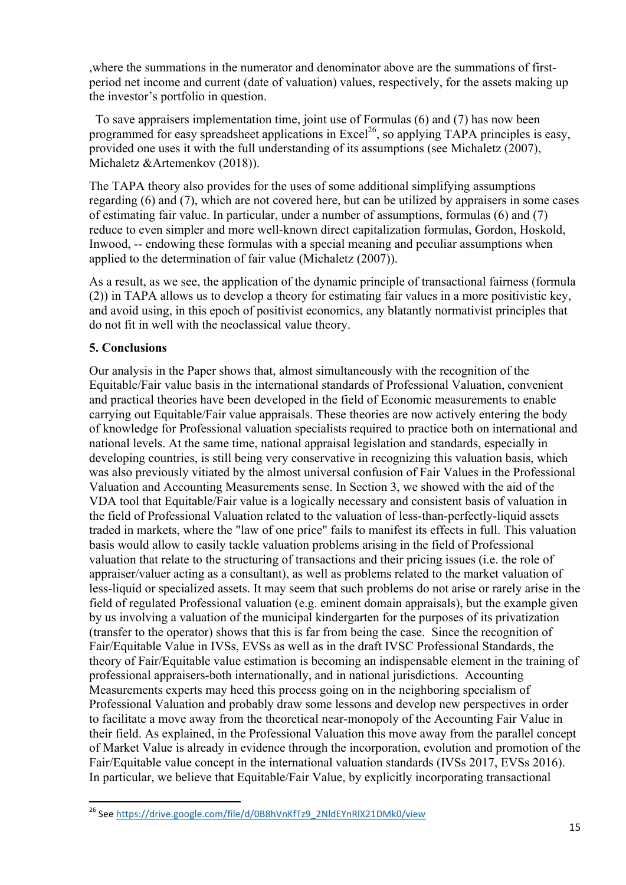,where the summations in the numerator and denominator above are the summations of first-period net income and current (date of valuation) values, respectively, for the assets making up the investor's portfolio in question.

To save appraisers implementation time, joint use of Formulas (6) and (7) has now been programmed for easy spreadsheet applications in Excel[26], so applying TAPA principles is easy, provided one uses it with the full understanding of its assumptions (see Michaletz (2007), Michaletz &Artemenkov (2018)).

The TAPA theory also provides for the uses of some additional simplifying assumptions regarding (6) and (7), which are not covered here, but can be utilized by appraisers in some cases of estimating fair value. In particular, under a number of assumptions, formulas (6) and (7) reduce to even simpler and more well-known direct capitalization formulas, Gordon, Hoskold, Inwood, -- endowing these formulas with a special meaning and peculiar assumptions when applied to the determination of fair value (Michaletz (2007)).

As a result, as we see, the application of the dynamic principle of transactional fairness (formula (2)) in TAPA allows us to develop a theory for estimating fair values in a more positivistic key, and avoid using, in this epoch of positivist economics, any blatantly normativist principles that do not fit in well with the neoclassical value theory.

## 5. Conclusions

Our analysis in the Paper shows that, almost simultaneously with the recognition of the Equitable/Fair value basis in the international standards of Professional Valuation, convenient and practical theories have been developed in the field of Economic measurements to enable carrying out Equitable/Fair value appraisals. These theories are now actively entering the body of knowledge for Professional valuation specialists required to practice both on international and national levels. At the same time, national appraisal legislation and standards, especially in developing countries, is still being very conservative in recognizing this valuation basis, which was also previously vitiated by the almost universal confusion of Fair Values in the Professional Valuation and Accounting Measurements sense. In Section 3, we showed with the aid of the VDA tool that Equitable/Fair value is a logically necessary and consistent basis of valuation in the field of Professional Valuation related to the valuation of less-than-perfectly-liquid assets traded in markets, where the "law of one price" fails to manifest its effects in full. This valuation basis would allow to easily tackle valuation problems arising in the field of Professional valuation that relate to the structuring of transactions and their pricing issues (i.e. the role of appraiser/valuer acting as a consultant), as well as problems related to the market valuation of less-liquid or specialized assets. It may seem that such problems do not arise or rarely arise in the field of regulated Professional valuation (e.g. eminent domain appraisals), but the example given by us involving a valuation of the municipal kindergarten for the purposes of its privatization (transfer to the operator) shows that this is far from being the case. Since the recognition of Fair/Equitable Value in IVSs, EVSs as well as in the draft IVSC Professional Standards, the theory of Fair/Equitable value estimation is becoming an indispensable element in the training of professional appraisers-both internationally, and in national jurisdictions. Accounting Measurements experts may heed this process going on in the neighboring specialism of Professional Valuation and probably draw some lessons and develop new perspectives in order to facilitate a move away from the theoretical near-monopoly of the Accounting Fair Value in their field. As explained, in the Professional Valuation this move away from the parallel concept of Market Value is already in evidence through the incorporation, evolution and promotion of the Fair/Equitable value concept in the international valuation standards (IVSs 2017, EVSs 2016). In particular, we believe that Equitable/Fair Value, by explicitly incorporating transactional

---

[26] See https://drive.google.com/file/d/0B8hVnKfTz9_2NldEYnRlX21DMk0/view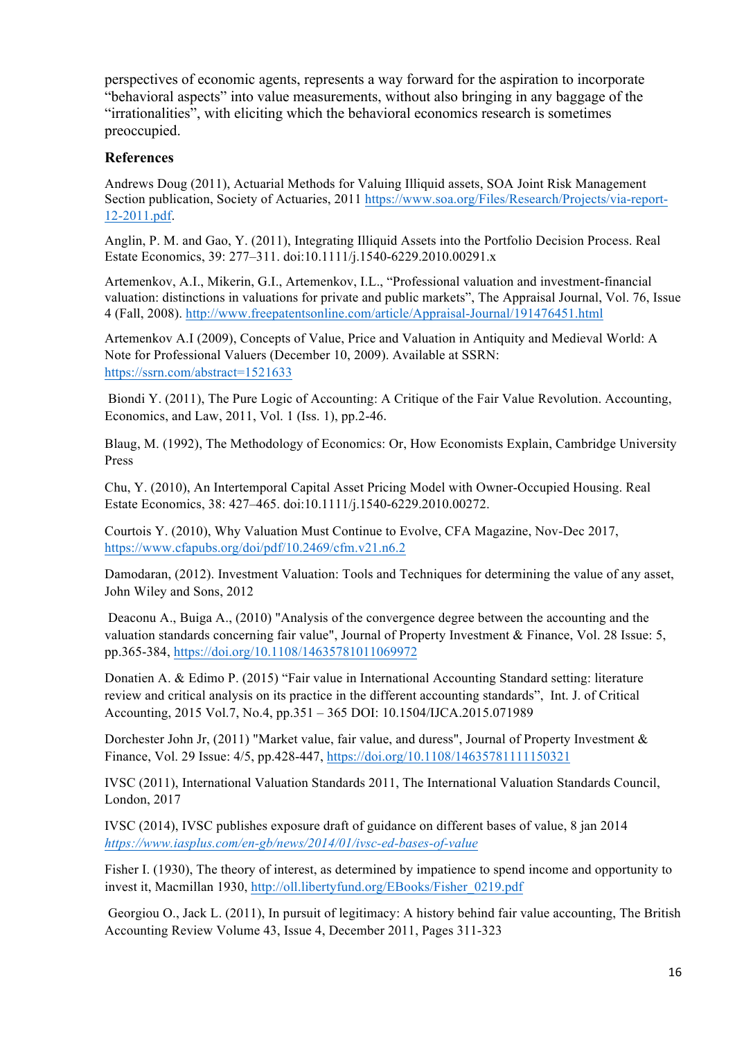perspectives of economic agents, represents a way forward for the aspiration to incorporate "behavioral aspects" into value measurements, without also bringing in any baggage of the "irrationalities", with eliciting which the behavioral economics research is sometimes preoccupied.

**References**

Andrews Doug (2011), Actuarial Methods for Valuing Illiquid assets, SOA Joint Risk Management Section publication, Society of Actuaries, 2011 https://www.soa.org/Files/Research/Projects/via-report-12-2011.pdf.

Anglin, P. M. and Gao, Y. (2011), Integrating Illiquid Assets into the Portfolio Decision Process. Real Estate Economics, 39: 277–311. doi:10.1111/j.1540-6229.2010.00291.x

Artemenkov, A.I., Mikerin, G.I., Artemenkov, I.L., "Professional valuation and investment-financial valuation: distinctions in valuations for private and public markets", The Appraisal Journal, Vol. 76, Issue 4 (Fall, 2008). http://www.freepatentsonline.com/article/Appraisal-Journal/191476451.html

Artemenkov A.I (2009), Concepts of Value, Price and Valuation in Antiquity and Medieval World: A Note for Professional Valuers (December 10, 2009). Available at SSRN: https://ssrn.com/abstract=1521633

Biondi Y. (2011), The Pure Logic of Accounting: A Critique of the Fair Value Revolution. Accounting, Economics, and Law, 2011, Vol. 1 (Iss. 1), pp.2-46.

Blaug, M. (1992), The Methodology of Economics: Or, How Economists Explain, Cambridge University Press

Chu, Y. (2010), An Intertemporal Capital Asset Pricing Model with Owner-Occupied Housing. Real Estate Economics, 38: 427–465. doi:10.1111/j.1540-6229.2010.00272.

Courtois Y. (2010), Why Valuation Must Continue to Evolve, CFA Magazine, Nov-Dec 2017, https://www.cfapubs.org/doi/pdf/10.2469/cfm.v21.n6.2

Damodaran, (2012). Investment Valuation: Tools and Techniques for determining the value of any asset, John Wiley and Sons, 2012

Deaconu A., Buiga A., (2010) "Analysis of the convergence degree between the accounting and the valuation standards concerning fair value", Journal of Property Investment & Finance, Vol. 28 Issue: 5, pp.365-384, https://doi.org/10.1108/14635781011069972

Donatien A. & Edimo P. (2015) "Fair value in International Accounting Standard setting: literature review and critical analysis on its practice in the different accounting standards", Int. J. of Critical Accounting, 2015 Vol.7, No.4, pp.351 – 365 DOI: 10.1504/IJCA.2015.071989

Dorchester John Jr, (2011) "Market value, fair value, and duress", Journal of Property Investment & Finance, Vol. 29 Issue: 4/5, pp.428-447, https://doi.org/10.1108/14635781111150321

IVSC (2011), International Valuation Standards 2011, The International Valuation Standards Council, London, 2017

IVSC (2014), IVSC publishes exposure draft of guidance on different bases of value, 8 jan 2014 *https://www.iasplus.com/en-gb/news/2014/01/ivsc-ed-bases-of-value*

Fisher I. (1930), The theory of interest, as determined by impatience to spend income and opportunity to invest it, Macmillan 1930, http://oll.libertyfund.org/EBooks/Fisher_0219.pdf

Georgiou O., Jack L. (2011), In pursuit of legitimacy: A history behind fair value accounting, The British Accounting Review Volume 43, Issue 4, December 2011, Pages 311-323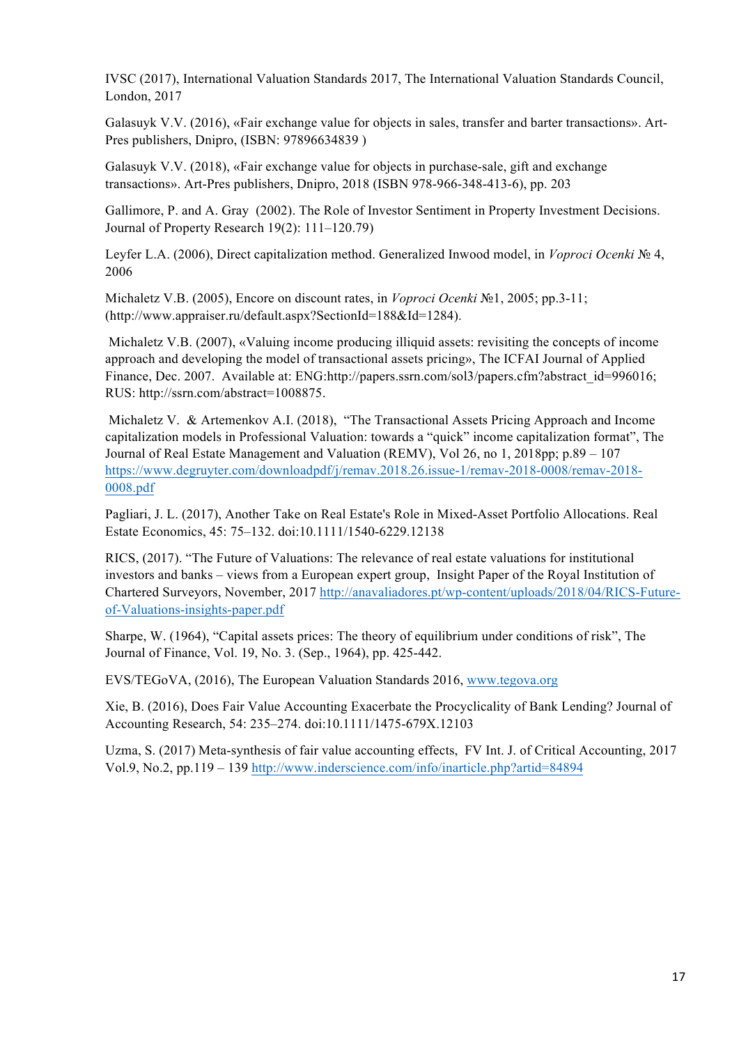IVSC (2017), International Valuation Standards 2017, The International Valuation Standards Council, London, 2017

Galasuyk V.V. (2016), «Fair exchange value for objects in sales, transfer and barter transactions». Art-Pres publishers, Dnipro, (ISBN: 97896634839 )

Galasuyk V.V. (2018), «Fair exchange value for objects in purchase-sale, gift and exchange transactions». Art-Pres publishers, Dnipro, 2018 (ISBN 978-966-348-413-6), pp. 203

Gallimore, P. and A. Gray (2002). The Role of Investor Sentiment in Property Investment Decisions. Journal of Property Research 19(2): 111–120.79)

Leyfer L.A. (2006), Direct capitalization method. Generalized Inwood model, in *Voproci Ocenki* № 4, 2006

Michaletz V.B. (2005), Encore on discount rates, in *Voproci Ocenki* №1, 2005; pp.3-11; (http://www.appraiser.ru/default.aspx?SectionId=188&Id=1284).

Michaletz V.B. (2007), «Valuing income producing illiquid assets: revisiting the concepts of income approach and developing the model of transactional assets pricing», The ICFAI Journal of Applied Finance, Dec. 2007. Available at: ENG:http://papers.ssrn.com/sol3/papers.cfm?abstract_id=996016; RUS: http://ssrn.com/abstract=1008875.

Michaletz V. & Artemenkov A.I. (2018), "The Transactional Assets Pricing Approach and Income capitalization models in Professional Valuation: towards a "quick" income capitalization format", The Journal of Real Estate Management and Valuation (REMV), Vol 26, no 1, 2018pp; p.89 – 107 https://www.degruyter.com/downloadpdf/j/remav.2018.26.issue-1/remav-2018-0008/remav-2018-0008.pdf

Pagliari, J. L. (2017), Another Take on Real Estate's Role in Mixed-Asset Portfolio Allocations. Real Estate Economics, 45: 75–132. doi:10.1111/1540-6229.12138

RICS, (2017). "The Future of Valuations: The relevance of real estate valuations for institutional investors and banks – views from a European expert group, Insight Paper of the Royal Institution of Chartered Surveyors, November, 2017 http://anavaliadores.pt/wp-content/uploads/2018/04/RICS-Future-of-Valuations-insights-paper.pdf

Sharpe, W. (1964), "Capital assets prices: The theory of equilibrium under conditions of risk", The Journal of Finance, Vol. 19, No. 3. (Sep., 1964), pp. 425-442.

EVS/TEGoVA, (2016), The European Valuation Standards 2016, www.tegova.org

Xie, B. (2016), Does Fair Value Accounting Exacerbate the Procyclicality of Bank Lending? Journal of Accounting Research, 54: 235–274. doi:10.1111/1475-679X.12103

Uzma, S. (2017) Meta-synthesis of fair value accounting effects, FV Int. J. of Critical Accounting, 2017 Vol.9, No.2, pp.119 – 139 http://www.inderscience.com/info/inarticle.php?artid=84894